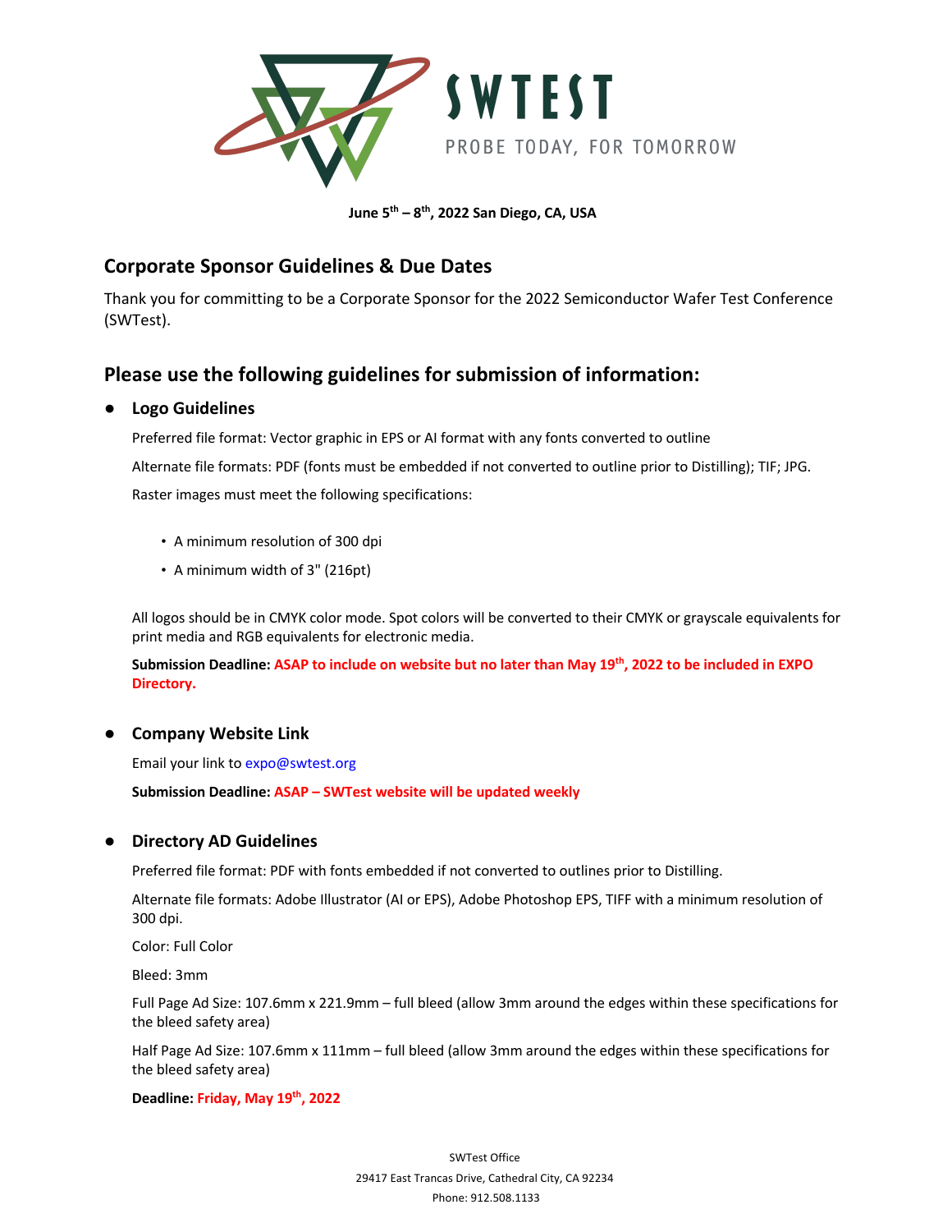**SWTEST**

PROBE TODAY, FOR TOMORROW

**June 5th – 8th, 2022 San Diego, CA, USA**

## Corporate Sponsor Guidelines & Due Dates

Thank you for committing to be a Corporate Sponsor for the 2022 Semiconductor Wafer Test Conference (SWTest).

## Please use the following guidelines for submission of information:

- **Logo Guidelines**

  Preferred file format: Vector graphic in EPS or AI format with any fonts converted to outline

  Alternate file formats: PDF (fonts must be embedded if not converted to outline prior to Distilling); TIF; JPG.

  Raster images must meet the following specifications:

  - A minimum resolution of 300 dpi
  - A minimum width of 3" (216pt)

  All logos should be in CMYK color mode. Spot colors will be converted to their CMYK or grayscale equivalents for print media and RGB equivalents for electronic media.

  **Submission Deadline: ASAP to include on website but no later than May 19th, 2022 to be included in EXPO Directory.**

- **Company Website Link**

  Email your link to expo@swtest.org

  **Submission Deadline: ASAP – SWTest website will be updated weekly**

- **Directory AD Guidelines**

  Preferred file format: PDF with fonts embedded if not converted to outlines prior to Distilling.

  Alternate file formats: Adobe Illustrator (AI or EPS), Adobe Photoshop EPS, TIFF with a minimum resolution of 300 dpi.

  Color: Full Color

  Bleed: 3mm

  Full Page Ad Size: 107.6mm x 221.9mm – full bleed (allow 3mm around the edges within these specifications for the bleed safety area)

  Half Page Ad Size: 107.6mm x 111mm – full bleed (allow 3mm around the edges within these specifications for the bleed safety area)

  **Deadline: Friday, May 19th, 2022**

SWTest Office
29417 East Trancas Drive, Cathedral City, CA 92234
Phone: 912.508.1133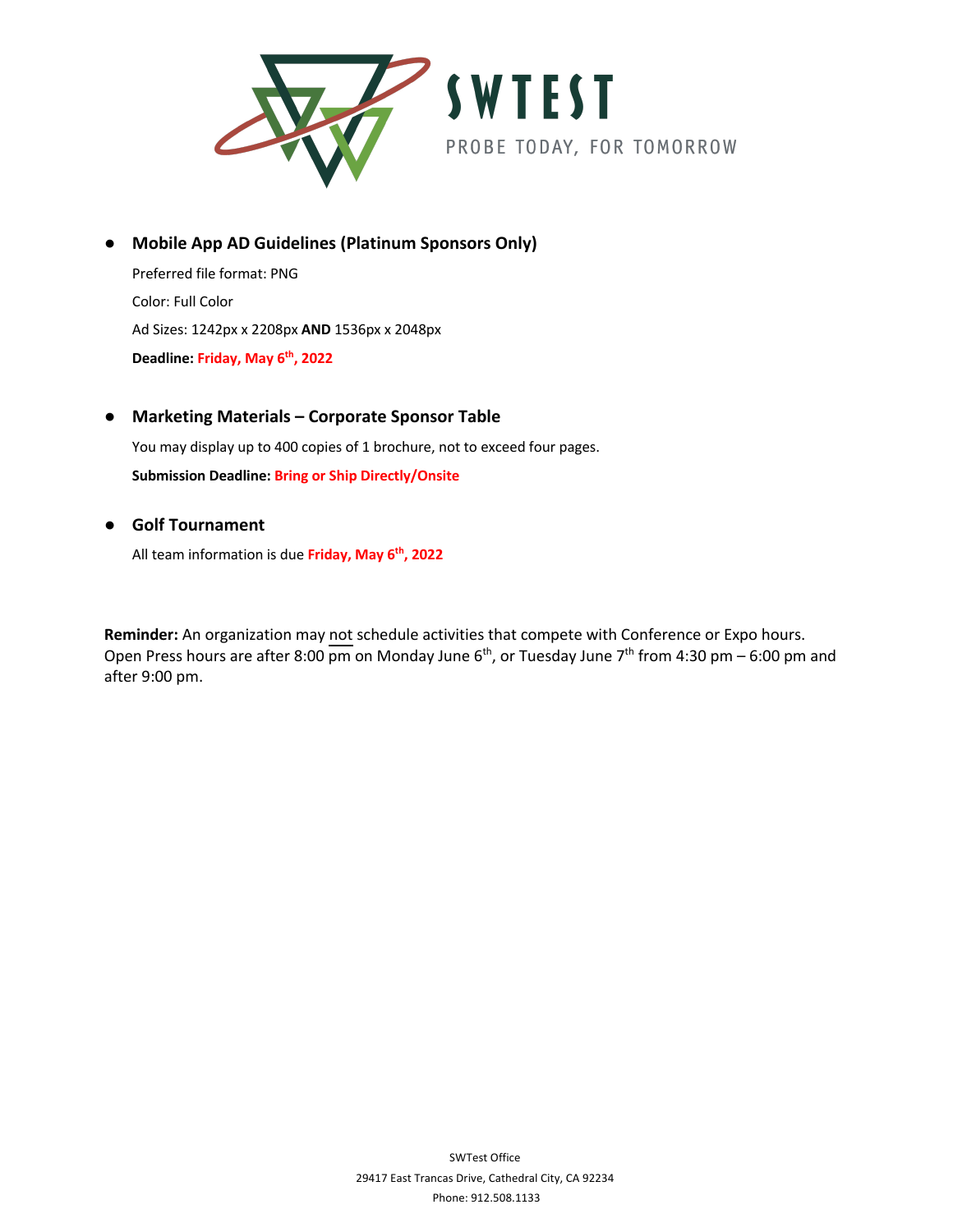SWTEST

PROBE TODAY, FOR TOMORROW

- **Mobile App AD Guidelines (Platinum Sponsors Only)**

  Preferred file format: PNG

  Color: Full Color

  Ad Sizes: 1242px x 2208px **AND** 1536px x 2048px

  **Deadline: Friday, May 6th, 2022**

- **Marketing Materials – Corporate Sponsor Table**

  You may display up to 400 copies of 1 brochure, not to exceed four pages.

  **Submission Deadline: Bring or Ship Directly/Onsite**

- **Golf Tournament**

  All team information is due **Friday, May 6th, 2022**

**Reminder:** An organization may not schedule activities that compete with Conference or Expo hours. Open Press hours are after 8:00 pm on Monday June 6th, or Tuesday June 7th from 4:30 pm – 6:00 pm and after 9:00 pm.

SWTest Office
29417 East Trancas Drive, Cathedral City, CA 92234
Phone: 912.508.1133